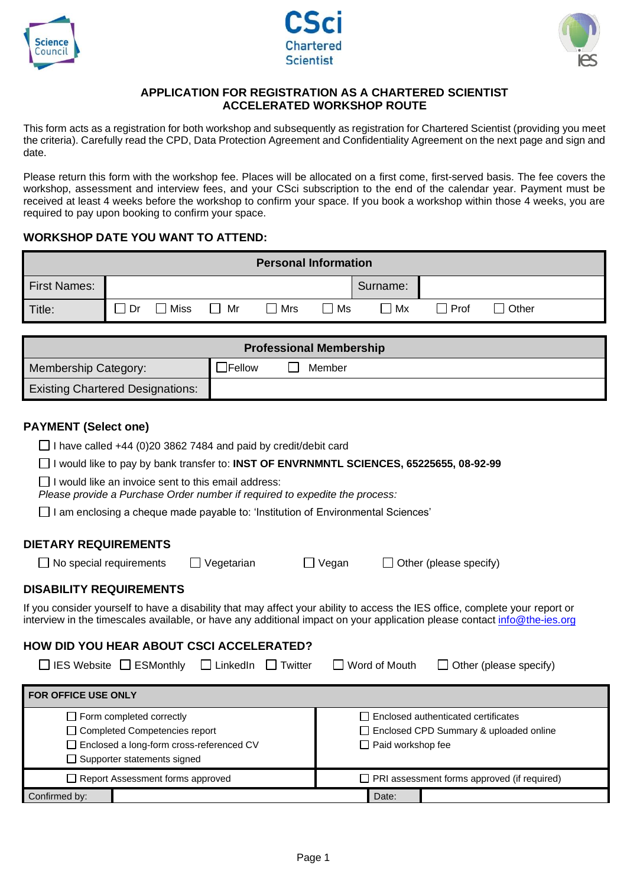# APPLICATION FOR REGISTRATION AS A CHARTERED SCIENTIST ACCELERATED WORKSHOP ROUTE

This form acts as a registration for both workshop and subsequently as registration for Chartered Scientist (providing you meet the criteria). Carefully read the CPD, Data Protection Agreement and Confidentiality Agreement on the next page and sign and date.

Please return this form with the workshop fee. Places will be allocated on a first come, first-served basis. The fee covers the workshop, assessment and interview fees, and your CSci subscription to the end of the calendar year. Payment must be received at least 4 weeks before the workshop to confirm your space. If you book a workshop within those 4 weeks, you are required to pay upon booking to confirm your space.

## WORKSHOP DATE YOU WANT TO ATTEND:

| Personal Information | | | |
|---|---|---|---|
| First Names: | | Surname: | |
| Title: | ☐ Dr ☐ Miss ☐ Mr ☐ Mrs ☐ Ms ☐ Mx ☐ Prof ☐ Other | | |

| Professional Membership | |
|---|---|
| Membership Category: | ☐ Fellow ☐ Member |
| Existing Chartered Designations: | |

## PAYMENT (Select one)

☐ I have called +44 (0)20 3862 7484 and paid by credit/debit card

☐ I would like to pay by bank transfer to: **INST OF ENVRNMNTL SCIENCES, 65225655, 08-92-99**

☐ I would like an invoice sent to this email address:
*Please provide a Purchase Order number if required to expedite the process:*

☐ I am enclosing a cheque made payable to: 'Institution of Environmental Sciences'

## DIETARY REQUIREMENTS

☐ No special requirements ☐ Vegetarian ☐ Vegan ☐ Other (please specify)

## DISABILITY REQUIREMENTS

If you consider yourself to have a disability that may affect your ability to access the IES office, complete your report or interview in the timescales available, or have any additional impact on your application please contact info@the-ies.org

## HOW DID YOU HEAR ABOUT CSCI ACCELERATED?

☐ IES Website ☐ ESMonthly ☐ LinkedIn ☐ Twitter ☐ Word of Mouth ☐ Other (please specify)

| FOR OFFICE USE ONLY | | | |
|---|---|---|---|
| ☐ Form completed correctly<br>☐ Completed Competencies report<br>☐ Enclosed a long-form cross-referenced CV<br>☐ Supporter statements signed | | ☐ Enclosed authenticated certificates<br>☐ Enclosed CPD Summary & uploaded online<br>☐ Paid workshop fee | |
| ☐ Report Assessment forms approved | | ☐ PRI assessment forms approved (if required) | |
| Confirmed by: | | Date: | |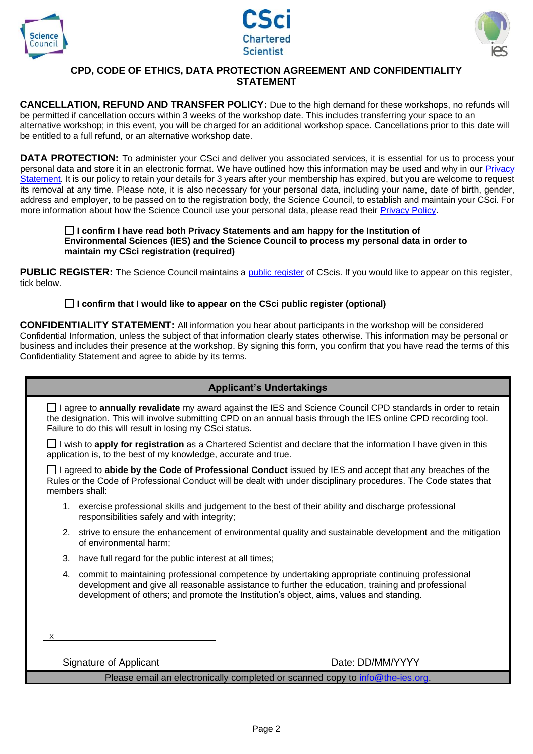## CPD, CODE OF ETHICS, DATA PROTECTION AGREEMENT AND CONFIDENTIALITY STATEMENT

**CANCELLATION, REFUND AND TRANSFER POLICY:** Due to the high demand for these workshops, no refunds will be permitted if cancellation occurs within 3 weeks of the workshop date. This includes transferring your space to an alternative workshop; in this event, you will be charged for an additional workshop space. Cancellations prior to this date will be entitled to a full refund, or an alternative workshop date.

**DATA PROTECTION:** To administer your CSci and deliver you associated services, it is essential for us to process your personal data and store it in an electronic format. We have outlined how this information may be used and why in our Privacy Statement. It is our policy to retain your details for 3 years after your membership has expired, but you are welcome to request its removal at any time. Please note, it is also necessary for your personal data, including your name, date of birth, gender, address and employer, to be passed on to the registration body, the Science Council, to establish and maintain your CSci. For more information about how the Science Council use your personal data, please read their Privacy Policy.

☐ **I confirm I have read both Privacy Statements and am happy for the Institution of Environmental Sciences (IES) and the Science Council to process my personal data in order to maintain my CSci registration (required)**

**PUBLIC REGISTER:** The Science Council maintains a public register of CScis. If you would like to appear on this register, tick below.

☐ **I confirm that I would like to appear on the CSci public register (optional)**

**CONFIDENTIALITY STATEMENT:** All information you hear about participants in the workshop will be considered Confidential Information, unless the subject of that information clearly states otherwise. This information may be personal or business and includes their presence at the workshop. By signing this form, you confirm that you have read the terms of this Confidentiality Statement and agree to abide by its terms.

### Applicant's Undertakings

☐ I agree to **annually revalidate** my award against the IES and Science Council CPD standards in order to retain the designation. This will involve submitting CPD on an annual basis through the IES online CPD recording tool. Failure to do this will result in losing my CSci status.

☐ I wish to **apply for registration** as a Chartered Scientist and declare that the information I have given in this application is, to the best of my knowledge, accurate and true.

☐ I agreed to **abide by the Code of Professional Conduct** issued by IES and accept that any breaches of the Rules or the Code of Professional Conduct will be dealt with under disciplinary procedures. The Code states that members shall:

1. exercise professional skills and judgement to the best of their ability and discharge professional responsibilities safely and with integrity;
2. strive to ensure the enhancement of environmental quality and sustainable development and the mitigation of environmental harm;
3. have full regard for the public interest at all times;
4. commit to maintaining professional competence by undertaking appropriate continuing professional development and give all reasonable assistance to further the education, training and professional development of others; and promote the Institution's object, aims, values and standing.

x \_\_\_\_\_\_\_\_\_\_\_\_\_\_\_\_\_\_\_\_\_\_\_\_\_\_\_\_\_\_

Signature of Applicant  Date: DD/MM/YYYY

Please email an electronically completed or scanned copy to info@the-ies.org.